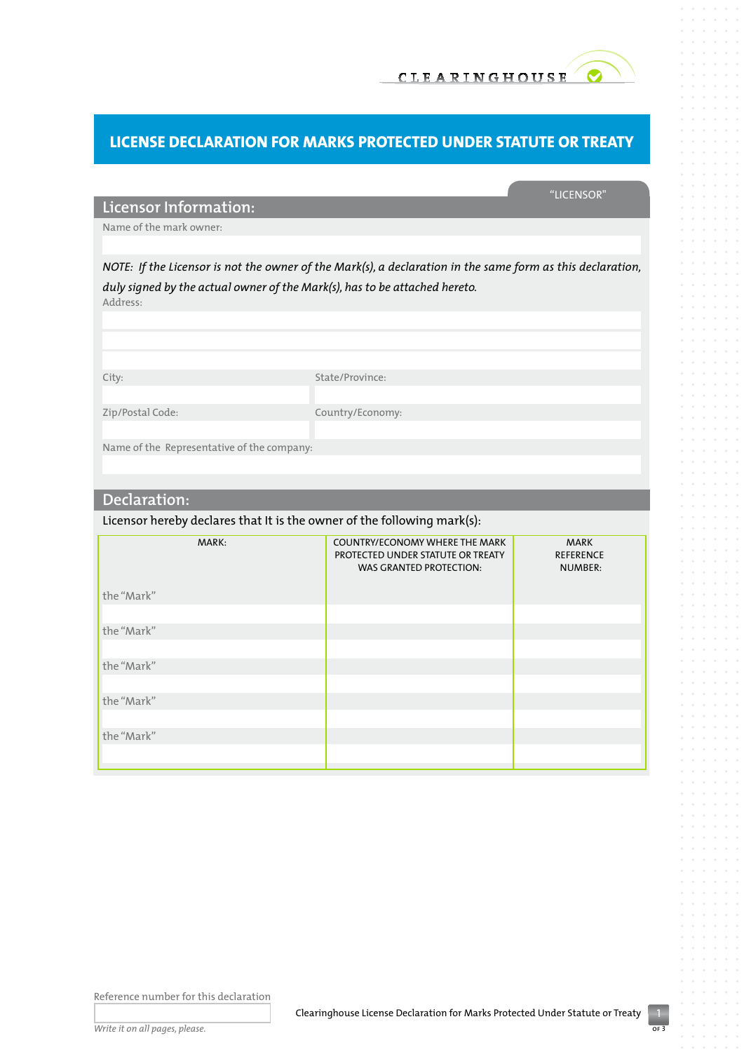CLEARINGHOUSE

# LICENSE DECLARATION FOR MARKS PROTECTED UNDER STATUTE OR TREATY

"LICENSOR"

## Licensor Information:

Name of the mark owner:

*NOTE: If the Licensor is not the owner of the Mark(s), a declaration in the same form as this declaration, duly signed by the actual owner of the Mark(s), has to be attached hereto.*

Address:

City:

State/Province:

Zip/Postal Code:

Country/Economy:

Name of the Representative of the company:

## Declaration:

Licensor hereby declares that It is the owner of the following mark(s):

| MARK: | COUNTRY/ECONOMY WHERE THE MARK PROTECTED UNDER STATUTE OR TREATY WAS GRANTED PROTECTION: | MARK REFERENCE NUMBER: |
|---|---|---|
| the "Mark" | | |
| the "Mark" | | |
| the "Mark" | | |
| the "Mark" | | |
| the "Mark" | | |

Reference number for this declaration

*Write it on all pages, please.*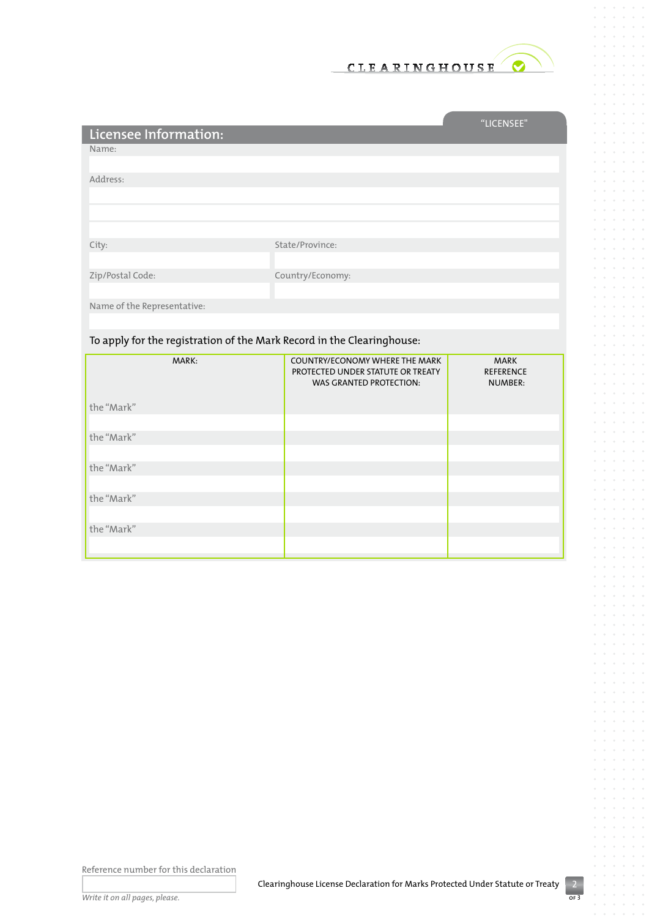“LICENSEE”

## Licensee Information:

Name:

Address:

City:

State/Province:

Zip/Postal Code:

Country/Economy:

Name of the Representative:

To apply for the registration of the Mark Record in the Clearinghouse:

| MARK: | COUNTRY/ECONOMY WHERE THE MARK PROTECTED UNDER STATUTE OR TREATY WAS GRANTED PROTECTION: | MARK REFERENCE NUMBER: |
|---|---|---|
| the “Mark” | | |
| the “Mark” | | |
| the “Mark” | | |
| the “Mark” | | |
| the “Mark” | | |

Reference number for this declaration

*Write it on all pages, please.*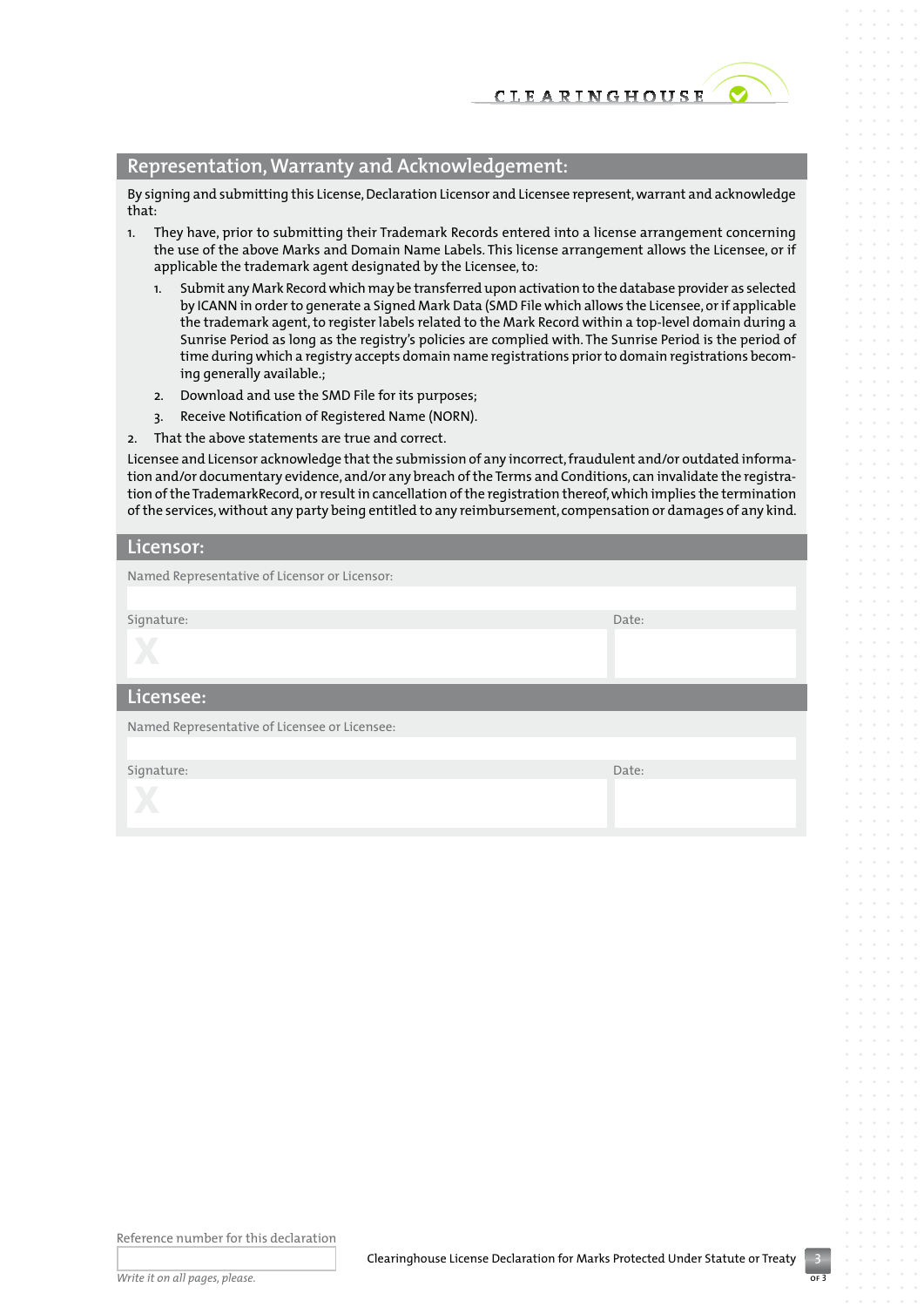## Representation, Warranty and Acknowledgement:

By signing and submitting this License, Declaration Licensor and Licensee represent, warrant and acknowledge that:

1. They have, prior to submitting their Trademark Records entered into a license arrangement concerning the use of the above Marks and Domain Name Labels. This license arrangement allows the Licensee, or if applicable the trademark agent designated by the Licensee, to:
    1. Submit any Mark Record which may be transferred upon activation to the database provider as selected by ICANN in order to generate a Signed Mark Data (SMD File which allows the Licensee, or if applicable the trademark agent, to register labels related to the Mark Record within a top-level domain during a Sunrise Period as long as the registry's policies are complied with. The Sunrise Period is the period of time during which a registry accepts domain name registrations prior to domain registrations becoming generally available.;
    2. Download and use the SMD File for its purposes;
    3. Receive Notification of Registered Name (NORN).
2. That the above statements are true and correct.

Licensee and Licensor acknowledge that the submission of any incorrect, fraudulent and/or outdated information and/or documentary evidence, and/or any breach of the Terms and Conditions, can invalidate the registration of the TrademarkRecord, or result in cancellation of the registration thereof, which implies the termination of the services, without any party being entitled to any reimbursement, compensation or damages of any kind.

## Licensor:

Named Representative of Licensor or Licensor:

Signature: X

Date:

## Licensee:

Named Representative of Licensee or Licensee:

Signature: X

Date:

Reference number for this declaration

*Write it on all pages, please.*